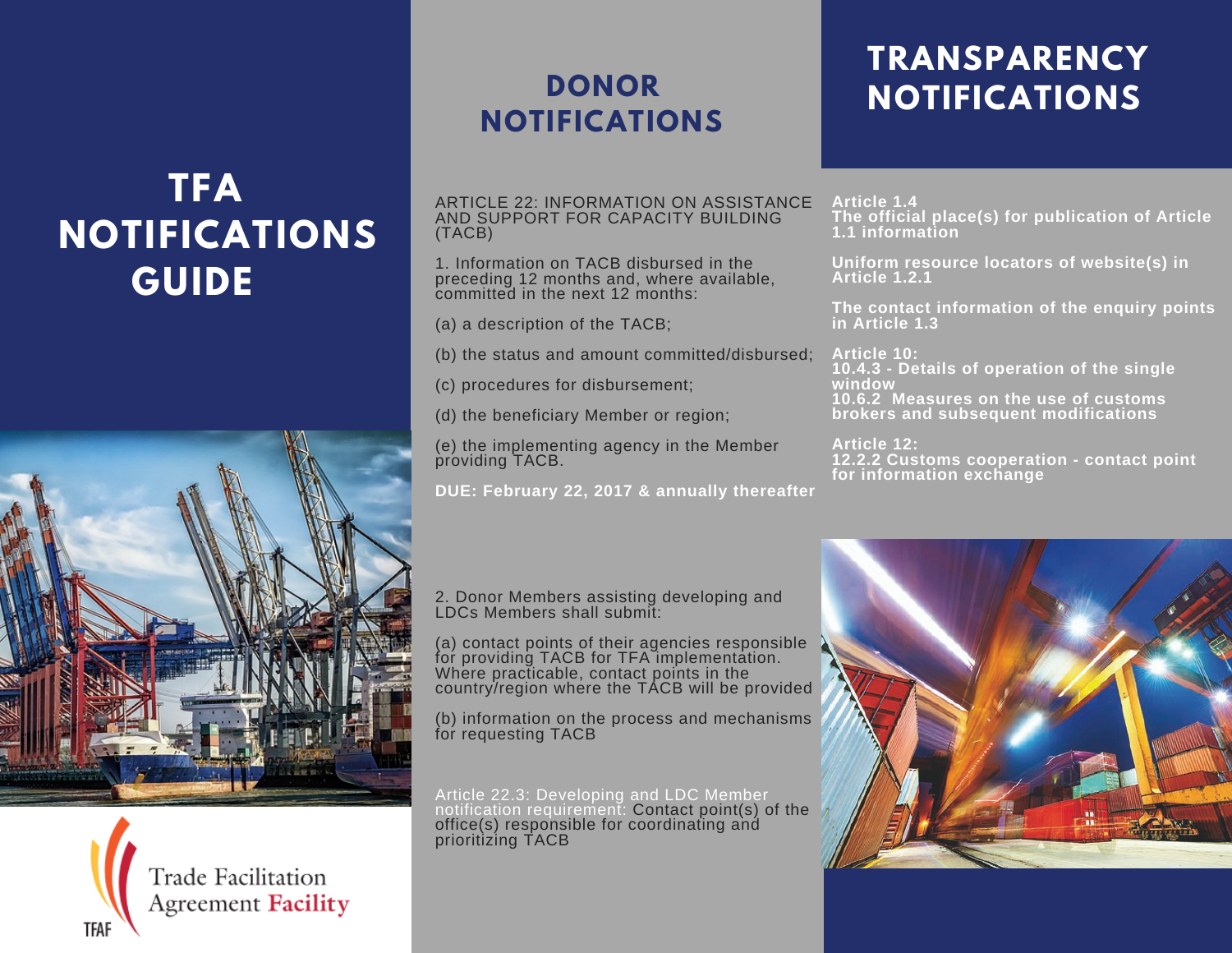# TFA NOTIFICATIONS GUIDE

Trade Facilitation Agreement Facility

TFAF

## DONOR NOTIFICATIONS

ARTICLE 22: INFORMATION ON ASSISTANCE AND SUPPORT FOR CAPACITY BUILDING (TACB)

1. Information on TACB disbursed in the preceding 12 months and, where available, committed in the next 12 months:

(a) a description of the TACB;

(b) the status and amount committed/disbursed;

(c) procedures for disbursement;

(d) the beneficiary Member or region;

(e) the implementing agency in the Member providing TACB.

**DUE: February 22, 2017 & annually thereafter**

2. Donor Members assisting developing and LDCs Members shall submit:

(a) contact points of their agencies responsible for providing TACB for TFA implementation. Where practicable, contact points in the country/region where the TACB will be provided

(b) information on the process and mechanisms for requesting TACB

Article 22.3: Developing and LDC Member notification requirement: Contact point(s) of the office(s) responsible for coordinating and prioritizing TACB

## TRANSPARENCY NOTIFICATIONS

**Article 1.4**
**The official place(s) for publication of Article 1.1 information**

**Uniform resource locators of website(s) in Article 1.2.1**

**The contact information of the enquiry points in Article 1.3**

**Article 10:**
**10.4.3 - Details of operation of the single window**
**10.6.2 Measures on the use of customs brokers and subsequent modifications**

**Article 12:**
**12.2.2 Customs cooperation - contact point for information exchange**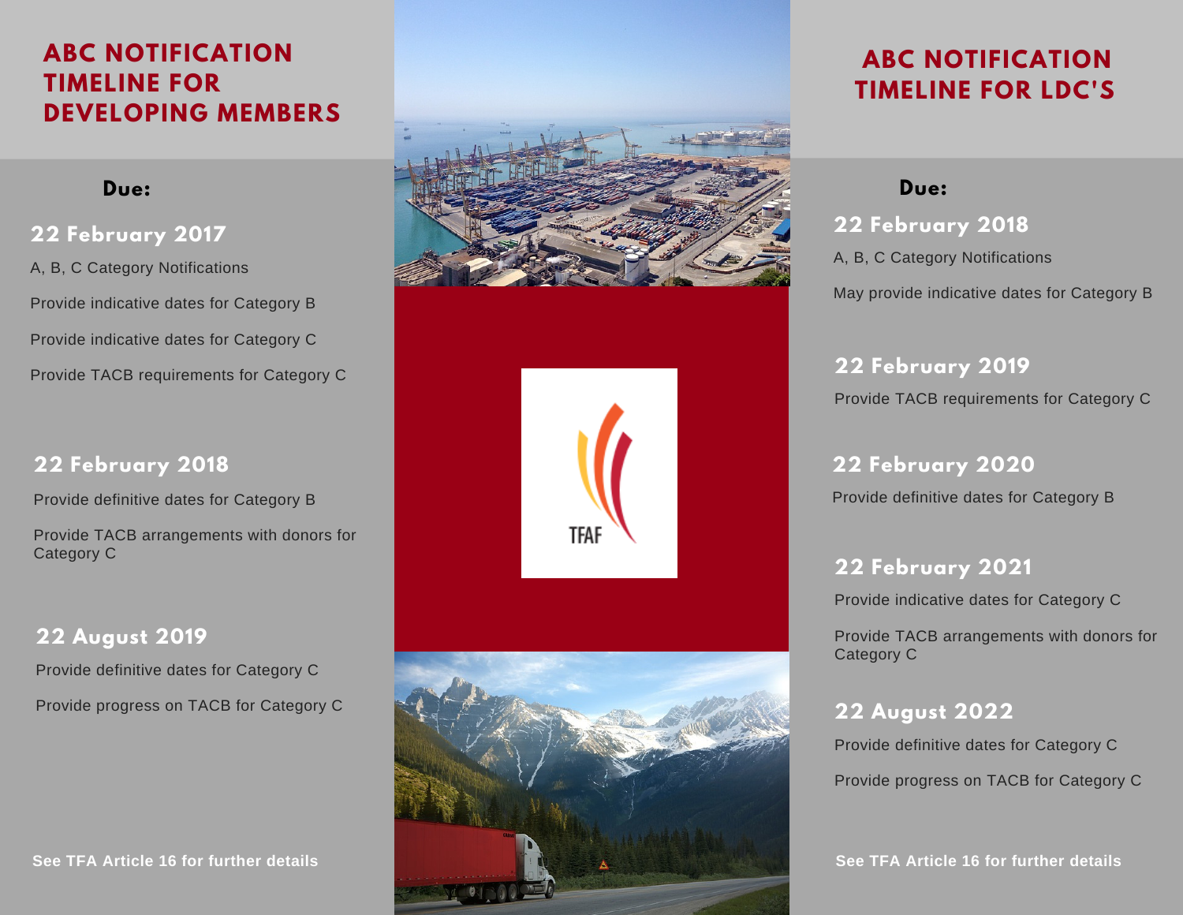## ABC NOTIFICATION TIMELINE FOR DEVELOPING MEMBERS

**Due:**

### 22 February 2017

A, B, C Category Notifications

Provide indicative dates for Category B

Provide indicative dates for Category C

Provide TACB requirements for Category C

### 22 February 2018

Provide definitive dates for Category B

Provide TACB arrangements with donors for Category C

### 22 August 2019

Provide definitive dates for Category C

Provide progress on TACB for Category C

**See TFA Article 16 for further details**

TFAF

## ABC NOTIFICATION TIMELINE FOR LDC'S

**Due:**

### 22 February 2018

A, B, C Category Notifications

May provide indicative dates for Category B

### 22 February 2019

Provide TACB requirements for Category C

### 22 February 2020

Provide definitive dates for Category B

### 22 February 2021

Provide indicative dates for Category C

Provide TACB arrangements with donors for Category C

### 22 August 2022

Provide definitive dates for Category C

Provide progress on TACB for Category C

**See TFA Article 16 for further details**